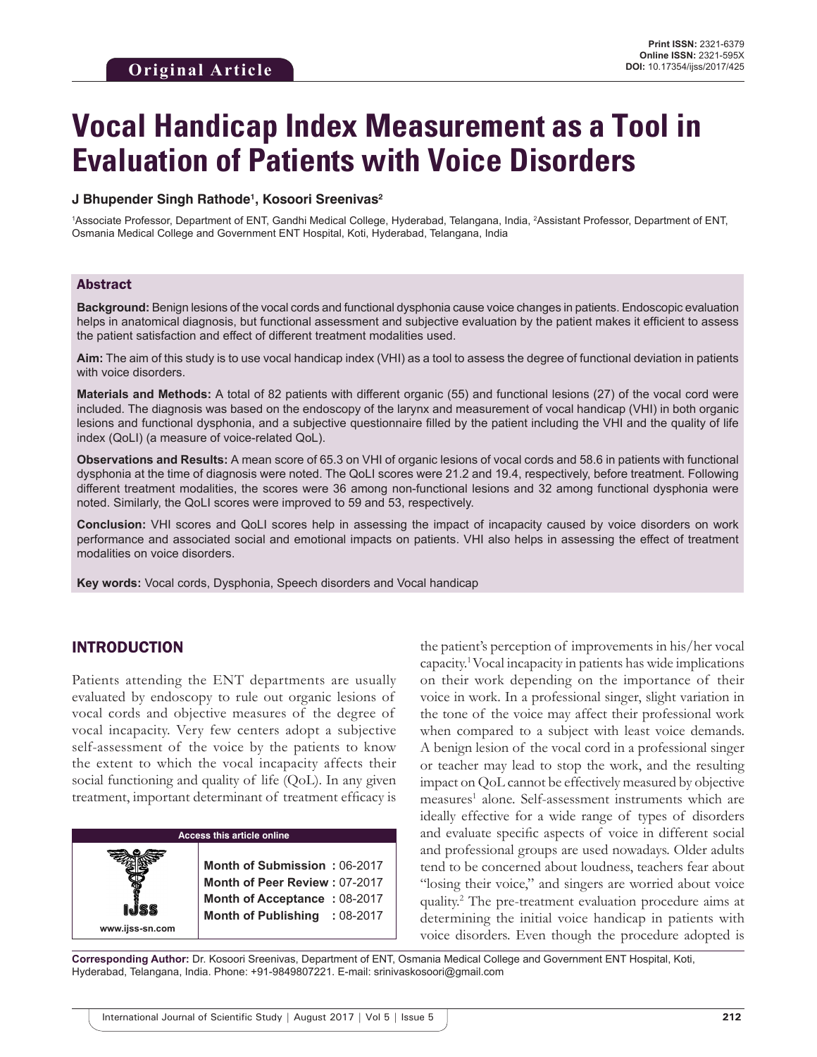**Original Article**

**Print ISSN:** 2321-6379
**Online ISSN:** 2321-595X
**DOI:** 10.17354/ijss/2017/425

# Vocal Handicap Index Measurement as a Tool in Evaluation of Patients with Voice Disorders

**J Bhupender Singh Rathode[1], Kosoori Sreenivas[2]**

[1]Associate Professor, Department of ENT, Gandhi Medical College, Hyderabad, Telangana, India, [2]Assistant Professor, Department of ENT, Osmania Medical College and Government ENT Hospital, Koti, Hyderabad, Telangana, India

## Abstract

**Background:** Benign lesions of the vocal cords and functional dysphonia cause voice changes in patients. Endoscopic evaluation helps in anatomical diagnosis, but functional assessment and subjective evaluation by the patient makes it efficient to assess the patient satisfaction and effect of different treatment modalities used.

**Aim:** The aim of this study is to use vocal handicap index (VHI) as a tool to assess the degree of functional deviation in patients with voice disorders.

**Materials and Methods:** A total of 82 patients with different organic (55) and functional lesions (27) of the vocal cord were included. The diagnosis was based on the endoscopy of the larynx and measurement of vocal handicap (VHI) in both organic lesions and functional dysphonia, and a subjective questionnaire filled by the patient including the VHI and the quality of life index (QoLI) (a measure of voice-related QoL).

**Observations and Results:** A mean score of 65.3 on VHI of organic lesions of vocal cords and 58.6 in patients with functional dysphonia at the time of diagnosis were noted. The QoLI scores were 21.2 and 19.4, respectively, before treatment. Following different treatment modalities, the scores were 36 among non-functional lesions and 32 among functional dysphonia were noted. Similarly, the QoLI scores were improved to 59 and 53, respectively.

**Conclusion:** VHI scores and QoLI scores help in assessing the impact of incapacity caused by voice disorders on work performance and associated social and emotional impacts on patients. VHI also helps in assessing the effect of treatment modalities on voice disorders.

**Key words:** Vocal cords, Dysphonia, Speech disorders and Vocal handicap

## INTRODUCTION

Patients attending the ENT departments are usually evaluated by endoscopy to rule out organic lesions of vocal cords and objective measures of the degree of vocal incapacity. Very few centers adopt a subjective self-assessment of the voice by the patients to know the extent to which the vocal incapacity affects their social functioning and quality of life (QoL). In any given treatment, important determinant of treatment efficacy is the patient's perception of improvements in his/her vocal capacity.[1] Vocal incapacity in patients has wide implications on their work depending on the importance of their voice in work. In a professional singer, slight variation in the tone of the voice may affect their professional work when compared to a subject with least voice demands. A benign lesion of the vocal cord in a professional singer or teacher may lead to stop the work, and the resulting impact on QoL cannot be effectively measured by objective measures[1] alone. Self-assessment instruments which are ideally effective for a wide range of types of disorders and evaluate specific aspects of voice in different social and professional groups are used nowadays. Older adults tend to be concerned about loudness, teachers fear about "losing their voice," and singers are worried about voice quality.[2] The pre-treatment evaluation procedure aims at determining the initial voice handicap in patients with voice disorders. Even though the procedure adopted is

| Access this article online | |
|---|---|
| www.ijss-sn.com | **Month of Submission :** 06-2017<br>**Month of Peer Review :** 07-2017<br>**Month of Acceptance :** 08-2017<br>**Month of Publishing :** 08-2017 |

**Corresponding Author:** Dr. Kosoori Sreenivas, Department of ENT, Osmania Medical College and Government ENT Hospital, Koti, Hyderabad, Telangana, India. Phone: +91-9849807221. E-mail: srinivaskosoori@gmail.com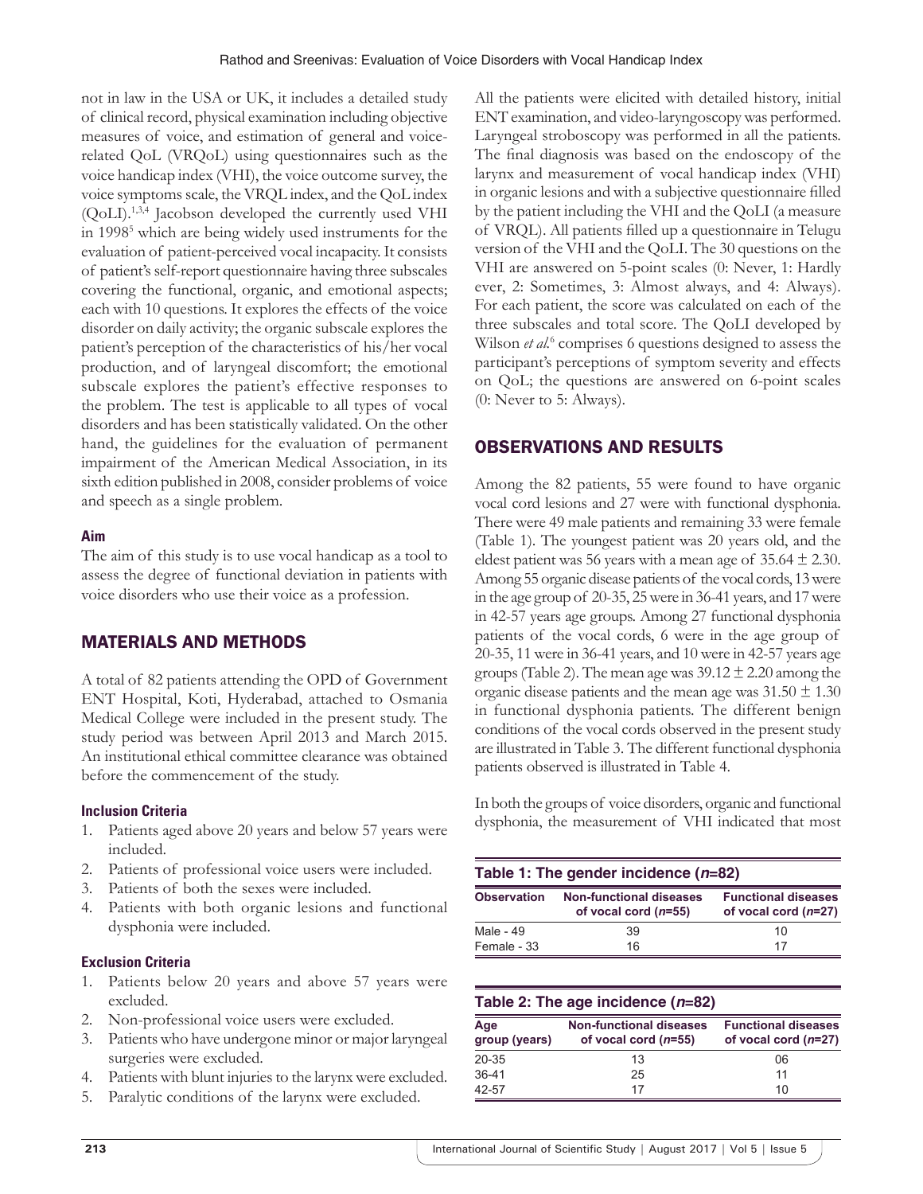not in law in the USA or UK, it includes a detailed study of clinical record, physical examination including objective measures of voice, and estimation of general and voice-related QoL (VRQoL) using questionnaires such as the voice handicap index (VHI), the voice outcome survey, the voice symptoms scale, the VRQL index, and the QoL index (QoLI).[1,3,4] Jacobson developed the currently used VHI in 1998[5] which are being widely used instruments for the evaluation of patient-perceived vocal incapacity. It consists of patient's self-report questionnaire having three subscales covering the functional, organic, and emotional aspects; each with 10 questions. It explores the effects of the voice disorder on daily activity; the organic subscale explores the patient's perception of the characteristics of his/her vocal production, and of laryngeal discomfort; the emotional subscale explores the patient's effective responses to the problem. The test is applicable to all types of vocal disorders and has been statistically validated. On the other hand, the guidelines for the evaluation of permanent impairment of the American Medical Association, in its sixth edition published in 2008, consider problems of voice and speech as a single problem.

### Aim

The aim of this study is to use vocal handicap as a tool to assess the degree of functional deviation in patients with voice disorders who use their voice as a profession.

## MATERIALS AND METHODS

A total of 82 patients attending the OPD of Government ENT Hospital, Koti, Hyderabad, attached to Osmania Medical College were included in the present study. The study period was between April 2013 and March 2015. An institutional ethical committee clearance was obtained before the commencement of the study.

### Inclusion Criteria

1. Patients aged above 20 years and below 57 years were included.
2. Patients of professional voice users were included.
3. Patients of both the sexes were included.
4. Patients with both organic lesions and functional dysphonia were included.

### Exclusion Criteria

1. Patients below 20 years and above 57 years were excluded.
2. Non-professional voice users were excluded.
3. Patients who have undergone minor or major laryngeal surgeries were excluded.
4. Patients with blunt injuries to the larynx were excluded.
5. Paralytic conditions of the larynx were excluded.

All the patients were elicited with detailed history, initial ENT examination, and video-laryngoscopy was performed. Laryngeal stroboscopy was performed in all the patients. The final diagnosis was based on the endoscopy of the larynx and measurement of vocal handicap index (VHI) in organic lesions and with a subjective questionnaire filled by the patient including the VHI and the QoLI (a measure of VRQL). All patients filled up a questionnaire in Telugu version of the VHI and the QoLI. The 30 questions on the VHI are answered on 5-point scales (0: Never, 1: Hardly ever, 2: Sometimes, 3: Almost always, and 4: Always). For each patient, the score was calculated on each of the three subscales and total score. The QoLI developed by Wilson *et al.*[6] comprises 6 questions designed to assess the participant's perceptions of symptom severity and effects on QoL; the questions are answered on 6-point scales (0: Never to 5: Always).

## OBSERVATIONS AND RESULTS

Among the 82 patients, 55 were found to have organic vocal cord lesions and 27 were with functional dysphonia. There were 49 male patients and remaining 33 were female (Table 1). The youngest patient was 20 years old, and the eldest patient was 56 years with a mean age of 35.64 ± 2.30. Among 55 organic disease patients of the vocal cords, 13 were in the age group of 20-35, 25 were in 36-41 years, and 17 were in 42-57 years age groups. Among 27 functional dysphonia patients of the vocal cords, 6 were in the age group of 20-35, 11 were in 36-41 years, and 10 were in 42-57 years age groups (Table 2). The mean age was 39.12 ± 2.20 among the organic disease patients and the mean age was 31.50 ± 1.30 in functional dysphonia patients. The different benign conditions of the vocal cords observed in the present study are illustrated in Table 3. The different functional dysphonia patients observed is illustrated in Table 4.

In both the groups of voice disorders, organic and functional dysphonia, the measurement of VHI indicated that most

**Table 1: The gender incidence (*n*=82)**

| Observation | Non-functional diseases of vocal cord (*n*=55) | Functional diseases of vocal cord (*n*=27) |
|---|---|---|
| Male - 49 | 39 | 10 |
| Female - 33 | 16 | 17 |

**Table 2: The age incidence (*n*=82)**

| Age group (years) | Non-functional diseases of vocal cord (*n*=55) | Functional diseases of vocal cord (*n*=27) |
|---|---|---|
| 20-35 | 13 | 06 |
| 36-41 | 25 | 11 |
| 42-57 | 17 | 10 |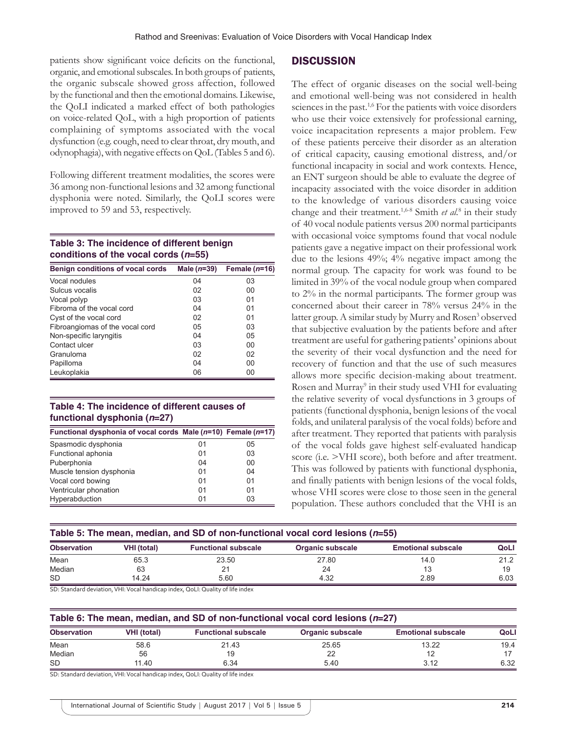patients show significant voice deficits on the functional, organic, and emotional subscales. In both groups of patients, the organic subscale showed gross affection, followed by the functional and then the emotional domains. Likewise, the QoLI indicated a marked effect of both pathologies on voice-related QoL, with a high proportion of patients complaining of symptoms associated with the vocal dysfunction (e.g. cough, need to clear throat, dry mouth, and odynophagia), with negative effects on QoL (Tables 5 and 6).

Following different treatment modalities, the scores were 36 among non-functional lesions and 32 among functional dysphonia were noted. Similarly, the QoLI scores were improved to 59 and 53, respectively.

**Table 3: The incidence of different benign conditions of the vocal cords (*n*=55)**

| Benign conditions of vocal cords | Male (*n*=39) | Female (*n*=16) |
|---|---|---|
| Vocal nodules | 04 | 03 |
| Sulcus vocalis | 02 | 00 |
| Vocal polyp | 03 | 01 |
| Fibroma of the vocal cord | 04 | 01 |
| Cyst of the vocal cord | 02 | 01 |
| Fibroangiomas of the vocal cord | 05 | 03 |
| Non-specific laryngitis | 04 | 05 |
| Contact ulcer | 03 | 00 |
| Granuloma | 02 | 02 |
| Papilloma | 04 | 00 |
| Leukoplakia | 06 | 00 |

**Table 4: The incidence of different causes of functional dysphonia (*n*=27)**

| Functional dysphonia of vocal cords | Male (*n*=10) | Female (*n*=17) |
|---|---|---|
| Spasmodic dysphonia | 01 | 05 |
| Functional aphonia | 01 | 03 |
| Puberphonia | 04 | 00 |
| Muscle tension dysphonia | 01 | 04 |
| Vocal cord bowing | 01 | 01 |
| Ventricular phonation | 01 | 01 |
| Hyperabduction | 01 | 03 |

## DISCUSSION

The effect of organic diseases on the social well-being and emotional well-being was not considered in health sciences in the past.[1,6] For the patients with voice disorders who use their voice extensively for professional earning, voice incapacitation represents a major problem. Few of these patients perceive their disorder as an alteration of critical capacity, causing emotional distress, and/or functional incapacity in social and work contexts. Hence, an ENT surgeon should be able to evaluate the degree of incapacity associated with the voice disorder in addition to the knowledge of various disorders causing voice change and their treatment.[1,6-8] Smith *et al*.[8] in their study of 40 vocal nodule patients versus 200 normal participants with occasional voice symptoms found that vocal nodule patients gave a negative impact on their professional work due to the lesions 49%; 4% negative impact among the normal group. The capacity for work was found to be limited in 39% of the vocal nodule group when compared to 2% in the normal participants. The former group was concerned about their career in 78% versus 24% in the latter group. A similar study by Murry and Rosen[3] observed that subjective evaluation by the patients before and after treatment are useful for gathering patients' opinions about the severity of their vocal dysfunction and the need for recovery of function and that the use of such measures allows more specific decision-making about treatment. Rosen and Murray[9] in their study used VHI for evaluating the relative severity of vocal dysfunctions in 3 groups of patients (functional dysphonia, benign lesions of the vocal folds, and unilateral paralysis of the vocal folds) before and after treatment. They reported that patients with paralysis of the vocal folds gave highest self-evaluated handicap score (i.e. >VHI score), both before and after treatment. This was followed by patients with functional dysphonia, and finally patients with benign lesions of the vocal folds, whose VHI scores were close to those seen in the general population. These authors concluded that the VHI is an

**Table 5: The mean, median, and SD of non-functional vocal cord lesions (*n*=55)**

| Observation | VHI (total) | Functional subscale | Organic subscale | Emotional subscale | QoLI |
|---|---|---|---|---|---|
| Mean | 65.3 | 23.50 | 27.80 | 14.0 | 21.2 |
| Median | 63 | 21 | 24 | 13 | 19 |
| SD | 14.24 | 5.60 | 4.32 | 2.89 | 6.03 |

SD: Standard deviation, VHI: Vocal handicap index, QoLI: Quality of life index

**Table 6: The mean, median, and SD of non-functional vocal cord lesions (*n*=27)**

| Observation | VHI (total) | Functional subscale | Organic subscale | Emotional subscale | QoLI |
|---|---|---|---|---|---|
| Mean | 58.6 | 21.43 | 25.65 | 13.22 | 19.4 |
| Median | 56 | 19 | 22 | 12 | 17 |
| SD | 11.40 | 6.34 | 5.40 | 3.12 | 6.32 |

SD: Standard deviation, VHI: Vocal handicap index, QoLI: Quality of life index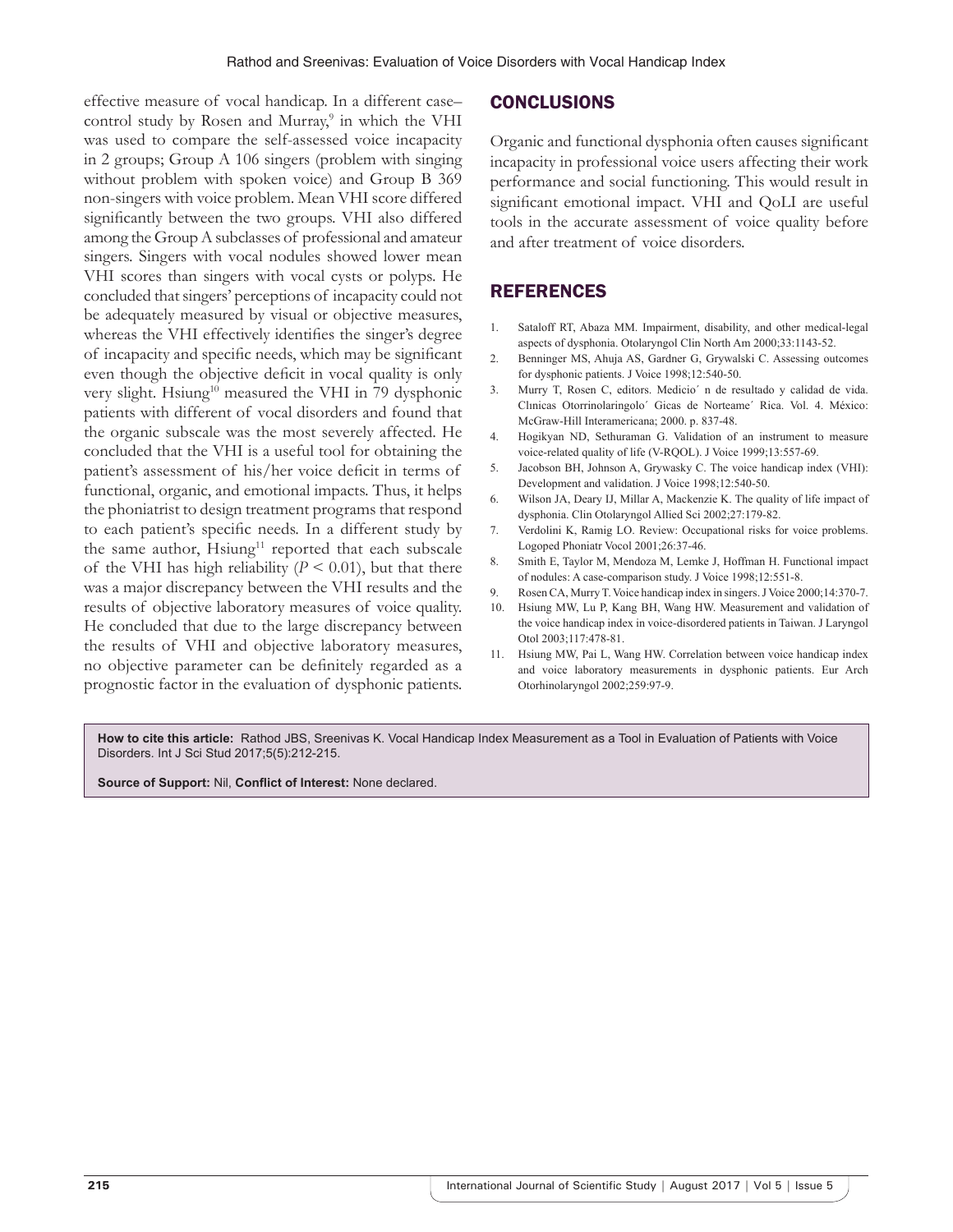effective measure of vocal handicap. In a different case–control study by Rosen and Murray,[9] in which the VHI was used to compare the self-assessed voice incapacity in 2 groups; Group A 106 singers (problem with singing without problem with spoken voice) and Group B 369 non-singers with voice problem. Mean VHI score differed significantly between the two groups. VHI also differed among the Group A subclasses of professional and amateur singers. Singers with vocal nodules showed lower mean VHI scores than singers with vocal cysts or polyps. He concluded that singers' perceptions of incapacity could not be adequately measured by visual or objective measures, whereas the VHI effectively identifies the singer's degree of incapacity and specific needs, which may be significant even though the objective deficit in vocal quality is only very slight. Hsiung[10] measured the VHI in 79 dysphonic patients with different of vocal disorders and found that the organic subscale was the most severely affected. He concluded that the VHI is a useful tool for obtaining the patient's assessment of his/her voice deficit in terms of functional, organic, and emotional impacts. Thus, it helps the phoniatrist to design treatment programs that respond to each patient's specific needs. In a different study by the same author, Hsiung[11] reported that each subscale of the VHI has high reliability ($P < 0.01$), but that there was a major discrepancy between the VHI results and the results of objective laboratory measures of voice quality. He concluded that due to the large discrepancy between the results of VHI and objective laboratory measures, no objective parameter can be definitely regarded as a prognostic factor in the evaluation of dysphonic patients.

## CONCLUSIONS

Organic and functional dysphonia often causes significant incapacity in professional voice users affecting their work performance and social functioning. This would result in significant emotional impact. VHI and QoLI are useful tools in the accurate assessment of voice quality before and after treatment of voice disorders.

## REFERENCES

1. Sataloff RT, Abaza MM. Impairment, disability, and other medical-legal aspects of dysphonia. Otolaryngol Clin North Am 2000;33:1143-52.
2. Benninger MS, Ahuja AS, Gardner G, Grywalski C. Assessing outcomes for dysphonic patients. J Voice 1998;12:540-50.
3. Murry T, Rosen C, editors. Medicio´ n de resultado y calidad de vida. Clınicas Otorrinolaringolo´ Gicas de Norteame´ Rica. Vol. 4. México: McGraw-Hill Interamericana; 2000. p. 837-48.
4. Hogikyan ND, Sethuraman G. Validation of an instrument to measure voice-related quality of life (V-RQOL). J Voice 1999;13:557-69.
5. Jacobson BH, Johnson A, Grywasky C. The voice handicap index (VHI): Development and validation. J Voice 1998;12:540-50.
6. Wilson JA, Deary IJ, Millar A, Mackenzie K. The quality of life impact of dysphonia. Clin Otolaryngol Allied Sci 2002;27:179-82.
7. Verdolini K, Ramig LO. Review: Occupational risks for voice problems. Logoped Phoniatr Vocol 2001;26:37-46.
8. Smith E, Taylor M, Mendoza M, Lemke J, Hoffman H. Functional impact of nodules: A case-comparison study. J Voice 1998;12:551-8.
9. Rosen CA, Murry T. Voice handicap index in singers. J Voice 2000;14:370-7.
10. Hsiung MW, Lu P, Kang BH, Wang HW. Measurement and validation of the voice handicap index in voice-disordered patients in Taiwan. J Laryngol Otol 2003;117:478-81.
11. Hsiung MW, Pai L, Wang HW. Correlation between voice handicap index and voice laboratory measurements in dysphonic patients. Eur Arch Otorhinolaryngol 2002;259:97-9.

**How to cite this article:** Rathod JBS, Sreenivas K. Vocal Handicap Index Measurement as a Tool in Evaluation of Patients with Voice Disorders. Int J Sci Stud 2017;5(5):212-215.

**Source of Support:** Nil, **Conflict of Interest:** None declared.